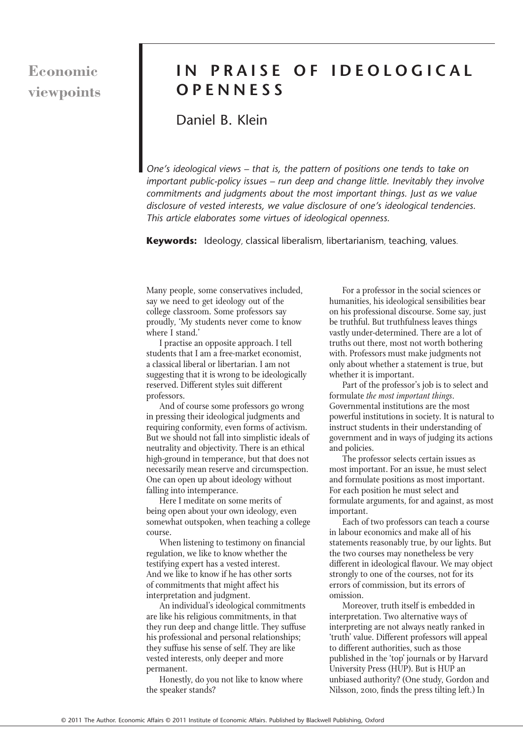Economic viewpoints

# IN PRAISE OF IDEOLOGICAL OPENNESS

Daniel B. Klein

*One's ideological views – that is, the pattern of positions one tends to take on important public-policy issues – run deep and change little. Inevitably they involve commitments and judgments about the most important things. Just as we value disclosure of vested interests, we value disclosure of one's ideological tendencies. This article elaborates some virtues of ideological openness.*

**Keywords:** Ideology, classical liberalism, libertarianism, teaching, values.

Many people, some conservatives included, say we need to get ideology out of the college classroom. Some professors say proudly, 'My students never come to know where I stand.'

I practise an opposite approach. I tell students that I am a free-market economist, a classical liberal or libertarian. I am not suggesting that it is wrong to be ideologically reserved. Different styles suit different professors.

And of course some professors go wrong in pressing their ideological judgments and requiring conformity, even forms of activism. But we should not fall into simplistic ideals of neutrality and objectivity. There is an ethical high-ground in temperance, but that does not necessarily mean reserve and circumspection. One can open up about ideology without falling into intemperance.

Here I meditate on some merits of being open about your own ideology, even somewhat outspoken, when teaching a college course.

When listening to testimony on financial regulation, we like to know whether the testifying expert has a vested interest. And we like to know if he has other sorts of commitments that might affect his interpretation and judgment.

An individual's ideological commitments are like his religious commitments, in that they run deep and change little. They suffuse his professional and personal relationships; they suffuse his sense of self. They are like vested interests, only deeper and more permanent.

Honestly, do you not like to know where the speaker stands?

For a professor in the social sciences or humanities, his ideological sensibilities bear on his professional discourse. Some say, just be truthful. But truthfulness leaves things vastly under-determined. There are a lot of truths out there, most not worth bothering with. Professors must make judgments not only about whether a statement is true, but whether it is important.

Part of the professor's job is to select and formulate *the most important things*. Governmental institutions are the most powerful institutions in society. It is natural to instruct students in their understanding of government and in ways of judging its actions and policies.

The professor selects certain issues as most important. For an issue, he must select and formulate positions as most important. For each position he must select and formulate arguments, for and against, as most important.

Each of two professors can teach a course in labour economics and make all of his statements reasonably true, by our lights. But the two courses may nonetheless be very different in ideological flavour. We may object strongly to one of the courses, not for its errors of commission, but its errors of omission.

Moreover, truth itself is embedded in interpretation. Two alternative ways of interpreting are not always neatly ranked in 'truth' value. Different professors will appeal to different authorities, such as those published in the 'top' journals or by Harvard University Press (HUP). But is HUP an unbiased authority? (One study, Gordon and Nilsson, 2010, finds the press tilting left.) In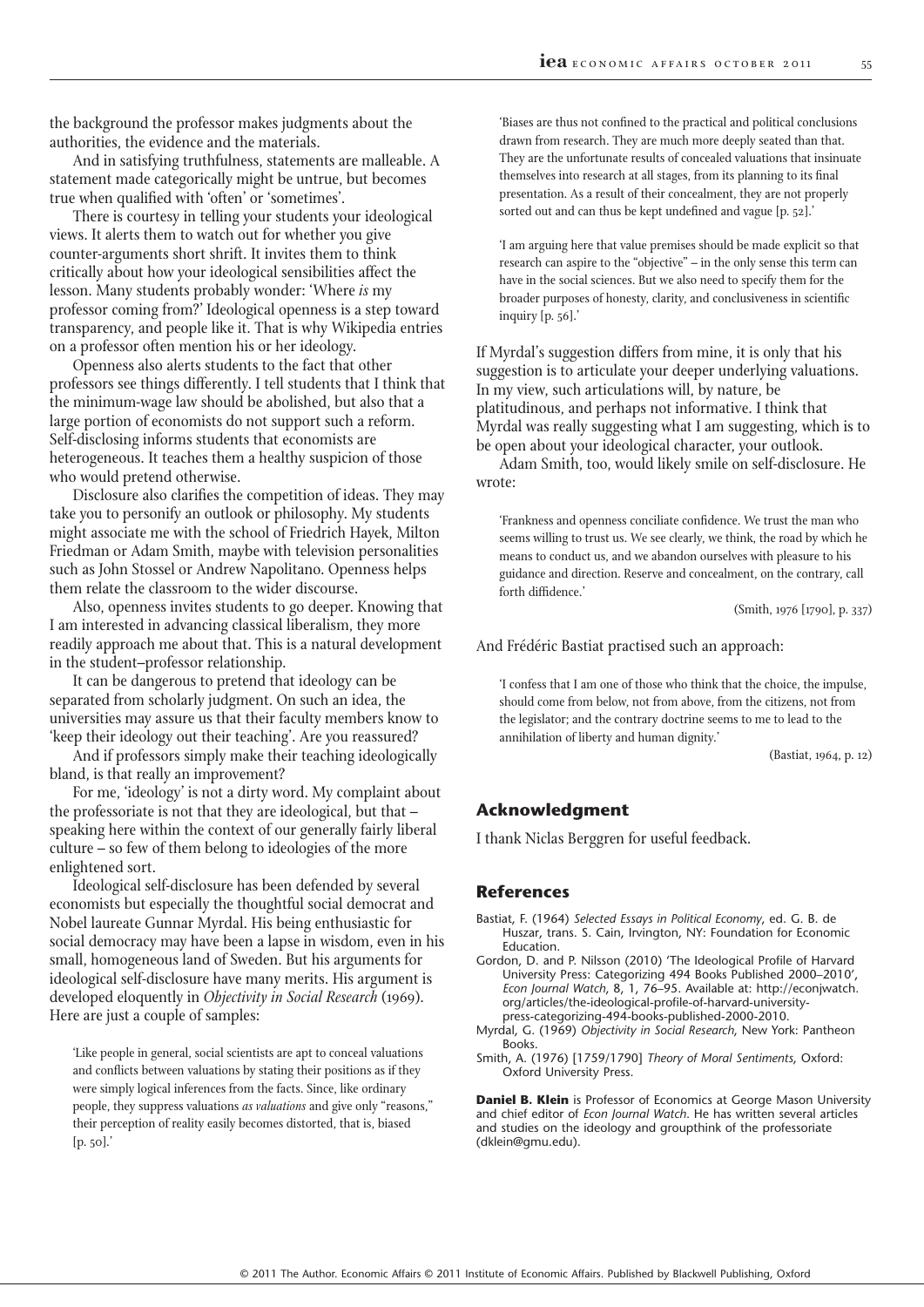the background the professor makes judgments about the authorities, the evidence and the materials.

And in satisfying truthfulness, statements are malleable. A statement made categorically might be untrue, but becomes true when qualified with 'often' or 'sometimes'.

There is courtesy in telling your students your ideological views. It alerts them to watch out for whether you give counter-arguments short shrift. It invites them to think critically about how your ideological sensibilities affect the lesson. Many students probably wonder: 'Where *is* my professor coming from?' Ideological openness is a step toward transparency, and people like it. That is why Wikipedia entries on a professor often mention his or her ideology.

Openness also alerts students to the fact that other professors see things differently. I tell students that I think that the minimum-wage law should be abolished, but also that a large portion of economists do not support such a reform. Self-disclosing informs students that economists are heterogeneous. It teaches them a healthy suspicion of those who would pretend otherwise.

Disclosure also clarifies the competition of ideas. They may take you to personify an outlook or philosophy. My students might associate me with the school of Friedrich Hayek, Milton Friedman or Adam Smith, maybe with television personalities such as John Stossel or Andrew Napolitano. Openness helps them relate the classroom to the wider discourse.

Also, openness invites students to go deeper. Knowing that I am interested in advancing classical liberalism, they more readily approach me about that. This is a natural development in the student–professor relationship.

It can be dangerous to pretend that ideology can be separated from scholarly judgment. On such an idea, the universities may assure us that their faculty members know to 'keep their ideology out their teaching'. Are you reassured?

And if professors simply make their teaching ideologically bland, is that really an improvement?

For me, 'ideology' is not a dirty word. My complaint about the professoriate is not that they are ideological, but that – speaking here within the context of our generally fairly liberal culture – so few of them belong to ideologies of the more enlightened sort.

Ideological self-disclosure has been defended by several economists but especially the thoughtful social democrat and Nobel laureate Gunnar Myrdal. His being enthusiastic for social democracy may have been a lapse in wisdom, even in his small, homogeneous land of Sweden. But his arguments for ideological self-disclosure have many merits. His argument is developed eloquently in *Objectivity in Social Research* (1969). Here are just a couple of samples:

> 'Like people in general, social scientists are apt to conceal valuations and conflicts between valuations by stating their positions as if they were simply logical inferences from the facts. Since, like ordinary people, they suppress valuations *as valuations* and give only "reasons," their perception of reality easily becomes distorted, that is, biased [p. 50].'

> 'Biases are thus not confined to the practical and political conclusions drawn from research. They are much more deeply seated than that. They are the unfortunate results of concealed valuations that insinuate themselves into research at all stages, from its planning to its final presentation. As a result of their concealment, they are not properly sorted out and can thus be kept undefined and vague [p. 52].'

> 'I am arguing here that value premises should be made explicit so that research can aspire to the "objective" – in the only sense this term can have in the social sciences. But we also need to specify them for the broader purposes of honesty, clarity, and conclusiveness in scientific inquiry [p. 56].'

If Myrdal's suggestion differs from mine, it is only that his suggestion is to articulate your deeper underlying valuations. In my view, such articulations will, by nature, be platitudinous, and perhaps not informative. I think that Myrdal was really suggesting what I am suggesting, which is to be open about your ideological character, your outlook.

Adam Smith, too, would likely smile on self-disclosure. He wrote:

> 'Frankness and openness conciliate confidence. We trust the man who seems willing to trust us. We see clearly, we think, the road by which he means to conduct us, and we abandon ourselves with pleasure to his guidance and direction. Reserve and concealment, on the contrary, call forth diffidence.'
>
> (Smith, 1976 [1790], p. 337)

And Frédéric Bastiat practised such an approach:

> 'I confess that I am one of those who think that the choice, the impulse, should come from below, not from above, from the citizens, not from the legislator; and the contrary doctrine seems to me to lead to the annihilation of liberty and human dignity.'
>
> (Bastiat, 1964, p. 12)

## Acknowledgment

I thank Niclas Berggren for useful feedback.

## References

Bastiat, F. (1964) *Selected Essays in Political Economy*, ed. G. B. de Huszar, trans. S. Cain, Irvington, NY: Foundation for Economic Education.

Gordon, D. and P. Nilsson (2010) 'The Ideological Profile of Harvard University Press: Categorizing 494 Books Published 2000–2010', *Econ Journal Watch*, 8, 1, 76–95. Available at: http://econjwatch.org/articles/the-ideological-profile-of-harvard-university-press-categorizing-494-books-published-2000-2010.

Myrdal, G. (1969) *Objectivity in Social Research*, New York: Pantheon Books.

Smith, A. (1976) [1759/1790] *Theory of Moral Sentiments*, Oxford: Oxford University Press.

**Daniel B. Klein** is Professor of Economics at George Mason University and chief editor of *Econ Journal Watch*. He has written several articles and studies on the ideology and groupthink of the professoriate (dklein@gmu.edu).